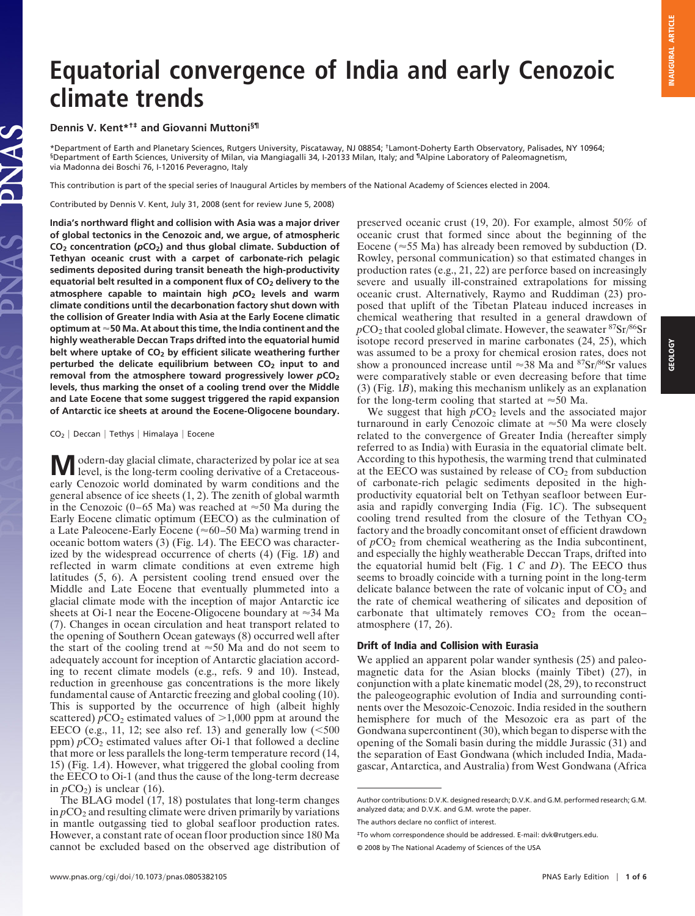# Equatorial convergence of India and early Cenozoic climate trends

**Dennis V. Kent*[†‡] and Giovanni Muttoni[§¶]**

*Department of Earth and Planetary Sciences, Rutgers University, Piscataway, NJ 08854; [†]Lamont-Doherty Earth Observatory, Palisades, NY 10964; [§]Department of Earth Sciences, University of Milan, via Mangiagalli 34, I-20133 Milan, Italy; and [¶]Alpine Laboratory of Paleomagnetism, via Madonna dei Boschi 76, I-12016 Peveragno, Italy

This contribution is part of the special series of Inaugural Articles by members of the National Academy of Sciences elected in 2004.

Contributed by Dennis V. Kent, July 31, 2008 (sent for review June 5, 2008)

**India's northward flight and collision with Asia was a major driver of global tectonics in the Cenozoic and, we argue, of atmospheric $CO_2$ concentration ($pCO_2$) and thus global climate. Subduction of Tethyan oceanic crust with a carpet of carbonate-rich pelagic sediments deposited during transit beneath the high-productivity equatorial belt resulted in a component flux of $CO_2$ delivery to the atmosphere capable to maintain high $pCO_2$ levels and warm climate conditions until the decarbonation factory shut down with the collision of Greater India with Asia at the Early Eocene climatic optimum at ≈50 Ma. At about this time, the India continent and the highly weatherable Deccan Traps drifted into the equatorial humid belt where uptake of $CO_2$ by efficient silicate weathering further perturbed the delicate equilibrium between $CO_2$ input to and removal from the atmosphere toward progressively lower $pCO_2$ levels, thus marking the onset of a cooling trend over the Middle and Late Eocene that some suggest triggered the rapid expansion of Antarctic ice sheets at around the Eocene-Oligocene boundary.**

$CO_2$ | Deccan | Tethys | Himalaya | Eocene

Modern-day glacial climate, characterized by polar ice at sea level, is the long-term cooling derivative of a Cretaceous-early Cenozoic world dominated by warm conditions and the general absence of ice sheets (1, 2). The zenith of global warmth in the Cenozoic (0–65 Ma) was reached at ≈50 Ma during the Early Eocene climatic optimum (EECO) as the culmination of a Late Paleocene-Early Eocene (≈60–50 Ma) warming trend in oceanic bottom waters (3) (Fig. 1*A*). The EECO was characterized by the widespread occurrence of cherts (4) (Fig. 1*B*) and reflected in warm climate conditions at even extreme high latitudes (5, 6). A persistent cooling trend ensued over the Middle and Late Eocene that eventually plummeted into a glacial climate mode with the inception of major Antarctic ice sheets at Oi-1 near the Eocene-Oligocene boundary at ≈34 Ma (7). Changes in ocean circulation and heat transport related to the opening of Southern Ocean gateways (8) occurred well after the start of the cooling trend at ≈50 Ma and do not seem to adequately account for inception of Antarctic glaciation according to recent climate models (e.g., refs. 9 and 10). Instead, reduction in greenhouse gas concentrations is the more likely fundamental cause of Antarctic freezing and global cooling (10). This is supported by the occurrence of high (albeit highly scattered) $pCO_2$ estimated values of >1,000 ppm at around the EECO (e.g., 11, 12; see also ref. 13) and generally low (<500 ppm) $pCO_2$ estimated values after Oi-1 that followed a decline that more or less parallels the long-term temperature record (14, 15) (Fig. 1*A*). However, what triggered the global cooling from the EECO to Oi-1 (and thus the cause of the long-term decrease in $pCO_2$) is unclear (16).

The BLAG model (17, 18) postulates that long-term changes in $pCO_2$ and resulting climate were driven primarily by variations in mantle outgassing tied to global seafloor production rates. However, a constant rate of ocean floor production since 180 Ma cannot be excluded based on the observed age distribution of preserved oceanic crust (19, 20). For example, almost 50% of oceanic crust that formed since about the beginning of the Eocene (≈55 Ma) has already been removed by subduction (D. Rowley, personal communication) so that estimated changes in production rates (e.g., 21, 22) are perforce based on increasingly severe and usually ill-constrained extrapolations for missing oceanic crust. Alternatively, Raymo and Ruddiman (23) proposed that uplift of the Tibetan Plateau induced increases in chemical weathering that resulted in a general drawdown of $pCO_2$ that cooled global climate. However, the seawater $^{87}Sr/^{86}Sr$ isotope record preserved in marine carbonates (24, 25), which was assumed to be a proxy for chemical erosion rates, does not show a pronounced increase until ≈38 Ma and $^{87}Sr/^{86}Sr$ values were comparatively stable or even decreasing before that time (3) (Fig. 1*B*), making this mechanism unlikely as an explanation for the long-term cooling that started at ≈50 Ma.

We suggest that high $pCO_2$ levels and the associated major turnaround in early Cenozoic climate at ≈50 Ma were closely related to the convergence of Greater India (hereafter simply referred to as India) with Eurasia in the equatorial climate belt. According to this hypothesis, the warming trend that culminated at the EECO was sustained by release of $CO_2$ from subduction of carbonate-rich pelagic sediments deposited in the high-productivity equatorial belt on Tethyan seafloor between Eurasia and rapidly converging India (Fig. 1*C*). The subsequent cooling trend resulted from the closure of the Tethyan $CO_2$ factory and the broadly concomitant onset of efficient drawdown of $pCO_2$ from chemical weathering as the India subcontinent, and especially the highly weatherable Deccan Traps, drifted into the equatorial humid belt (Fig. 1 *C* and *D*). The EECO thus seems to broadly coincide with a turning point in the long-term delicate balance between the rate of volcanic input of $CO_2$ and the rate of chemical weathering of silicates and deposition of carbonate that ultimately removes $CO_2$ from the ocean–atmosphere (17, 26).

## Drift of India and Collision with Eurasia

We applied an apparent polar wander synthesis (25) and paleomagnetic data for the Asian blocks (mainly Tibet) (27), in conjunction with a plate kinematic model (28, 29), to reconstruct the paleogeographic evolution of India and surrounding continents over the Mesozoic-Cenozoic. India resided in the southern hemisphere for much of the Mesozoic era as part of the Gondwana supercontinent (30), which began to disperse with the opening of the Somali basin during the middle Jurassic (31) and the separation of East Gondwana (which included India, Madagascar, Antarctica, and Australia) from West Gondwana (Africa

---

Author contributions: D.V.K. designed research; D.V.K. and G.M. performed research; G.M. analyzed data; and D.V.K. and G.M. wrote the paper.

The authors declare no conflict of interest.

[‡]To whom correspondence should be addressed. E-mail: dvk@rutgers.edu.

© 2008 by The National Academy of Sciences of the USA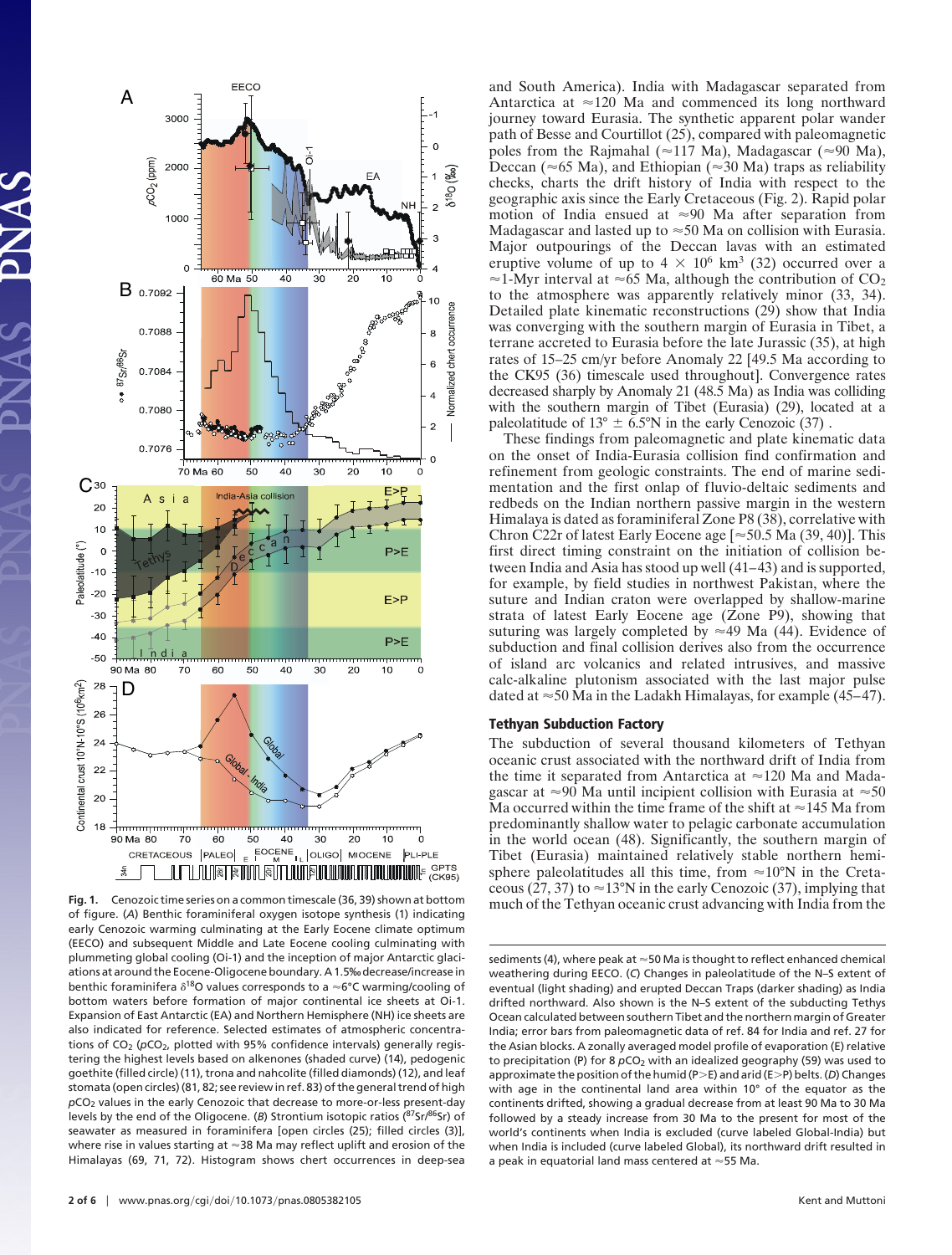**Fig. 1.** Cenozoic time series on a common timescale (36, 39) shown at bottom of figure. (*A*) Benthic foraminiferal oxygen isotope synthesis (1) indicating early Cenozoic warming culminating at the Early Eocene climate optimum (EECO) and subsequent Middle and Late Eocene cooling culminating with plummeting global cooling (Oi-1) and the inception of major Antarctic glaciations at around the Eocene-Oligocene boundary. A 1.5‰ decrease/increase in benthic foraminifera $\delta^{18}O$ values corresponds to a ≈6°C warming/cooling of bottom waters before formation of major continental ice sheets at Oi-1. Expansion of East Antarctic (EA) and Northern Hemisphere (NH) ice sheets are also indicated for reference. Selected estimates of atmospheric concentrations of $CO_2$ ($pCO_2$, plotted with 95% confidence intervals) generally registering the highest levels based on alkenones (shaded curve) (14), pedogenic goethite (filled circle) (11), trona and nahcolite (filled diamonds) (12), and leaf stomata (open circles) (81, 82; see review in ref. 83) of the general trend of high $pCO_2$ values in the early Cenozoic that decrease to more-or-less present-day levels by the end of the Oligocene. (*B*) Strontium isotopic ratios ($^{87}Sr/^{86}Sr$) of seawater as measured in foraminifera [open circles (25); filled circles (3)], where rise in values starting at ≈38 Ma may reflect uplift and erosion of the Himalayas (69, 71, 72). Histogram shows chert occurrences in deep-sea sediments (4), where peak at ≈50 Ma is thought to reflect enhanced chemical weathering during EECO. (*C*) Changes in paleolatitude of the N–S extent of eventual (light shading) and Deccan Traps (darker shading) as India drifted northward. Also shown is the N–S extent of the subducting Tethys Ocean calculated between southern Tibet and the northern margin of Greater India; error bars from paleomagnetic data of ref. 84 for India and ref. 27 for the Asian blocks. A zonally averaged model profile of evaporation (E) relative to precipitation (P) for 8 $pCO_2$ with an idealized geography (59) was used to approximate the position of the humid (P>E) and arid (E>P) belts. (*D*) Changes with age in the continental land area within 10° of the equator as the continents drifted, showing a gradual decrease from at least 90 Ma to 30 Ma followed by a steady increase from 30 Ma to the present for most of the world's continents when India is excluded (curve labeled Global-India) but when India is included (curve labeled Global), its northward drift resulted in a peak in equatorial land mass centered at ≈55 Ma.

and South America). India with Madagascar separated from Antarctica at ≈120 Ma and commenced its long northward journey toward Eurasia. The synthetic apparent polar wander path of Besse and Courtillot (25), compared with paleomagnetic poles from the Rajmahal (≈117 Ma), Madagascar (≈90 Ma), Deccan (≈65 Ma), and Ethiopian (≈30 Ma) traps as reliability checks, charts the drift history of India with respect to the geographic axis since the Early Cretaceous (Fig. 2). Rapid polar motion of India ensued at ≈90 Ma after separation from Madagascar and lasted up to ≈50 Ma on collision with Eurasia. Major outpourings of the Deccan lavas with an estimated eruptive volume of up to $4 \times 10^6$ km$^3$ (32) occurred over a ≈1-Myr interval at ≈65 Ma, although the contribution of $CO_2$ to the atmosphere was apparently relatively minor (33, 34). Detailed plate kinematic reconstructions (29) show that India was converging with the southern margin of Eurasia in Tibet, a terrane accreted to Eurasia before the late Jurassic (35), at high rates of 15–25 cm/yr before Anomaly 22 [49.5 Ma according to the CK95 (36) timescale used throughout]. Convergence rates decreased sharply by Anomaly 21 (48.5 Ma) as India was colliding with the southern margin of Tibet (Eurasia) (29), located at a paleolatitude of 13° ± 6.5°N in the early Cenozoic (37) .

These findings from paleomagnetic and plate kinematic data on the onset of India-Eurasia collision find confirmation and refinement from geologic constraints. The end of marine sedimentation and the first onlap of fluvio-deltaic sediments and redbeds on the Indian northern passive margin in the western Himalaya is dated as foraminiferal Zone P8 (38), correlative with Chron C22r of latest Early Eocene age [≈50.5 Ma (39, 40)]. This first direct timing constraint on the initiation of collision between India and Asia has stood up well (41–43) and is supported, for example, by field studies in northwest Pakistan, where the suture and Indian craton were overlapped by shallow-marine strata of latest Early Eocene age (Zone P9), showing that suturing was largely completed by ≈49 Ma (44). Evidence of subduction and final collision derives also from the occurrence of island arc volcanics and related intrusives, and massive calc-alkaline plutonism associated with the last major pulse dated at ≈50 Ma in the Ladakh Himalayas, for example (45–47).

### Tethyan Subduction Factory

The subduction of several thousand kilometers of Tethyan oceanic crust associated with the northward drift of India from the time it separated from Antarctica at ≈120 Ma and from Madagascar at ≈90 Ma until incipient collision with Eurasia at ≈50 Ma occurred within the time frame of the shift at ≈145 Ma from predominantly shallow water to pelagic carbonate accumulation in the world ocean (48). Significantly, the southern margin of Tibet (Eurasia) maintained relatively stable northern hemisphere paleolatitudes all this time, from ≈10°N in the Cretaceous (27, 37) to ≈13°N in the early Cenozoic (37), implying that much of the Tethyan oceanic crust advancing with India from the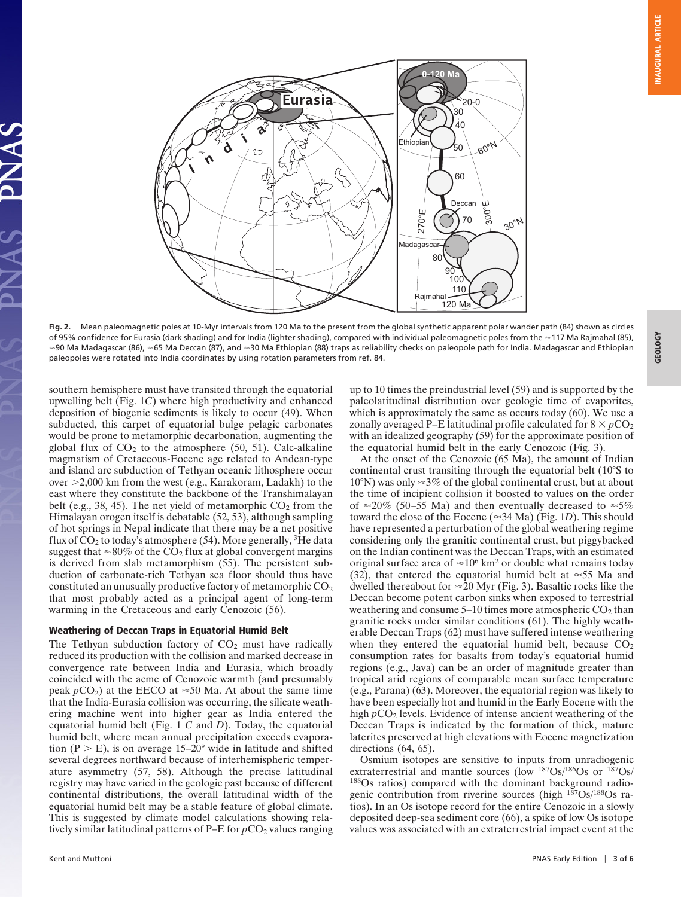**Fig. 2.** Mean paleomagnetic poles at 10-Myr intervals from 120 Ma to the present from the global synthetic apparent polar wander path (84) shown as circles of 95% confidence for Eurasia (dark shading) and for India (lighter shading), compared with individual paleomagnetic poles from the ≈117 Ma Rajmahal (85), ≈90 Ma Madagascar (86), ≈65 Ma Deccan (87), and ≈30 Ma Ethiopian (88) traps as reliability checks on paleopole path for India. Madagascar and Ethiopian paleopoles were rotated into India coordinates by using rotation parameters from ref. 84.

southern hemisphere must have transited through the equatorial upwelling belt (Fig. 1*C*) where high productivity and enhanced deposition of biogenic sediments is likely to occur (49). When subducted, this carpet of equatorial bulge pelagic carbonates would be prone to metamorphic decarbonation, augmenting the global flux of $CO_2$ to the atmosphere (50, 51). Calc-alkaline magmatism of Cretaceous-Eocene age related to Andean-type and island arc subduction of Tethyan oceanic lithosphere occur over >2,000 km from the west (e.g., Karakoram, Ladakh) to the east where they constitute the backbone of the Transhimalayan belt (e.g., 38, 45). The net yield of metamorphic $CO_2$ from the Himalayan orogen itself is debatable (52, 53), although sampling of hot springs in Nepal indicate that there may be a net positive flux of $CO_2$ to today's atmosphere (54). More generally, $^3He$ data suggest that ≈80% of the $CO_2$ flux at global convergent margins is derived from slab metamorphism (55). The persistent subduction of carbonate-rich Tethyan sea floor should thus have constituted an unusually productive factory of metamorphic $CO_2$ that most probably acted as a principal agent of long-term warming in the Cretaceous and early Cenozoic (56).

## Weathering of Deccan Traps in Equatorial Humid Belt

The Tethyan subduction factory of $CO_2$ must have radically reduced its production with the collision and marked decrease in convergence rate between India and Eurasia, which broadly coincided with the acme of Cenozoic warmth (and presumably peak $pCO_2$) at the EECO at ≈50 Ma. At about the same time that the India-Eurasia collision was occurring, the silicate weathering machine went into higher gear as India entered the equatorial humid belt (Fig. 1 *C* and *D*). Today, the equatorial humid belt, where mean annual precipitation exceeds evaporation (P > E), is on average 15–20° wide in latitude and shifted several degrees northward because of interhemispheric temperature asymmetry (57, 58). Although the precise latitudinal registry may have varied in the geologic past because of different continental distributions, the overall latitudinal width of the equatorial humid belt may be a stable feature of global climate. This is suggested by climate model calculations showing relatively similar latitudinal patterns of P–E for $pCO_2$ values ranging up to 10 times the preindustrial level (59) and is supported by the paleolatitudinal distribution over geologic time of evaporites, which is approximately the same as occurs today (60). We use a zonally averaged P–E latitudinal profile calculated for $8 \times pCO_2$ with an idealized geography (59) for the approximate position of the equatorial humid belt in the early Cenozoic (Fig. 3).

At the onset of the Cenozoic (65 Ma), the amount of Indian continental crust transiting through the equatorial belt (10°S to 10°N) was only ≈3% of the global continental crust, but at about the time of incipient collision it boosted to values on the order of ≈20% (50–55 Ma) and then eventually decreased to ≈5% toward the close of the Eocene (≈34 Ma) (Fig. 1*D*). This should have represented a perturbation of the global weathering regime considering only the granitic continental crust, but piggybacked on the Indian continent was the Deccan Traps, with an estimated original surface area of ≈$10^6$ km$^2$ or double what remains today (32), that entered the equatorial humid belt at ≈55 Ma and dwelled thereabout for ≈20 Myr (Fig. 3). Basaltic rocks like the Deccan become potent carbon sinks when exposed to terrestrial weathering and consume 5–10 times more atmospheric $CO_2$ than granitic rocks under similar conditions (61). The highly weatherable Deccan Traps (62) must have suffered intense weathering when they entered the equatorial humid belt, because $CO_2$ consumption rates for basalts from today's equatorial humid regions (e.g., Java) can be an order of magnitude greater than tropical arid regions of comparable mean surface temperature (e.g., Parana) (63). Moreover, the equatorial region was likely to have been especially hot and humid in the Early Eocene with the high $pCO_2$ levels. Evidence of intense ancient weathering of the Deccan Traps is indicated by the formation of thick, mature laterites preserved at high elevations with Eocene magnetization directions (64, 65).

Osmium isotopes are sensitive to inputs from unradiogenic extraterrestrial and mantle sources (low $^{187}Os/^{186}Os$ or $^{187}Os/^{188}Os$ ratios) compared with the dominant background radiogenic contribution from riverine sources (high $^{187}Os/^{188}Os$ ratios). In an Os isotope record for the entire Cenozoic in a slowly deposited deep-sea sediment core (66), a spike of low Os isotope values was associated with an extraterrestrial impact event at the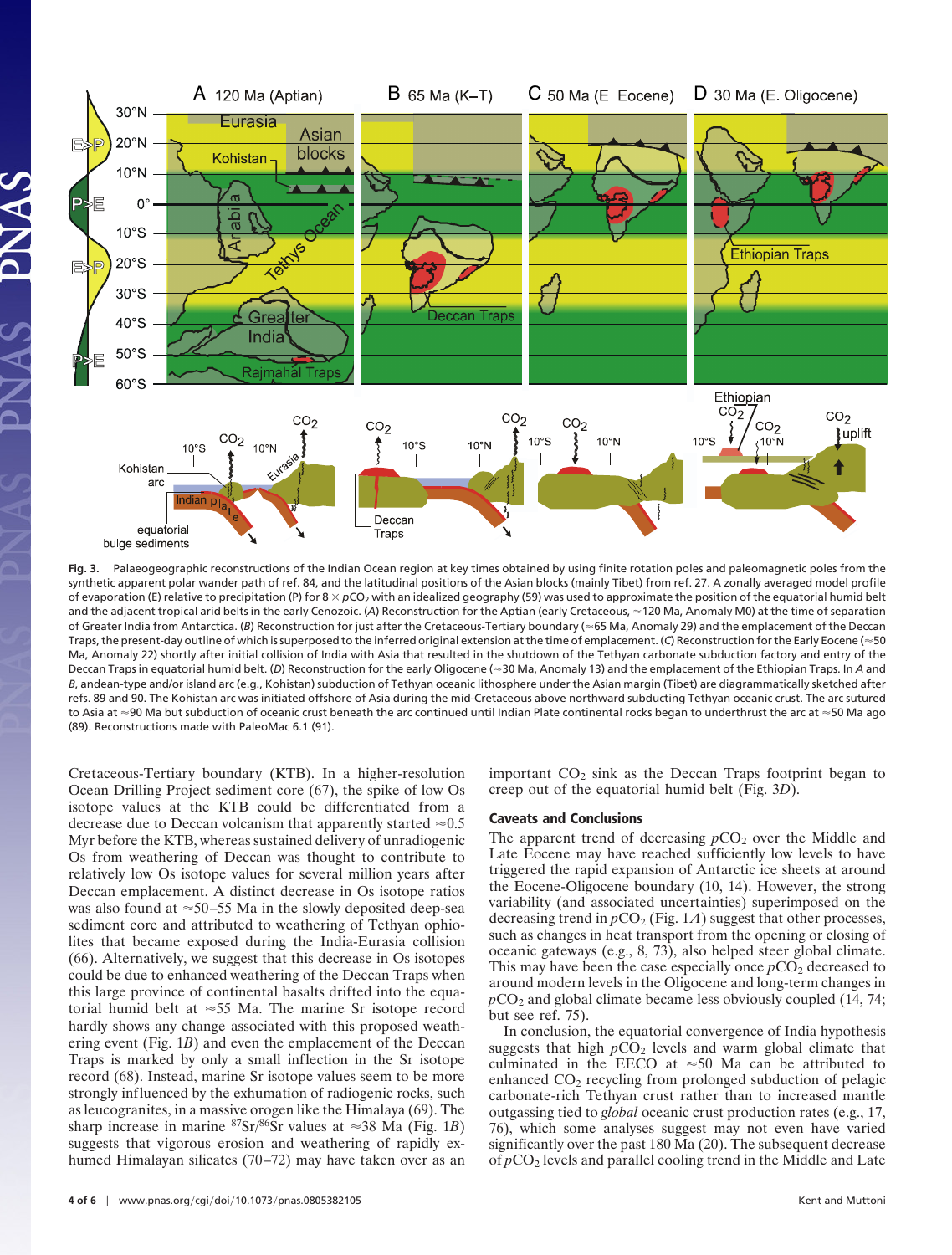**Fig. 3.** Palaeogeographic reconstructions of the Indian Ocean region at key times obtained by using finite rotation poles and paleomagnetic poles from the synthetic apparent polar wander path of ref. 84, and the latitudinal positions of the Asian blocks (mainly Tibet) from ref. 27. A zonally averaged model profile of evaporation (E) relative to precipitation (P) for 8 × $pCO_2$ with an idealized geography (59) was used to approximate the position of the equatorial humid belt and the adjacent tropical arid belts in the early Cenozoic. (*A*) Reconstruction for the Aptian (early Cretaceous, ≈120 Ma, Anomaly M0) at the time of separation of Greater India from Antarctica. (*B*) Reconstruction for just after the Cretaceous-Tertiary boundary (≈65 Ma, Anomaly 29) and the emplacement of the Deccan Traps, the present-day outline of which is superposed to the inferred original extension at the time of emplacement. (*C*) Reconstruction for the Early Eocene (≈50 Ma, Anomaly 22) shortly after initial collision of India with Asia that resulted in the shutdown of the Tethyan carbonate subduction factory and entry of the Deccan Traps in equatorial humid belt. (*D*) Reconstruction for the early Oligocene (≈30 Ma, Anomaly 13) and the emplacement of the Ethiopian Traps. In *A* and *B*, andean-type and/or island arc (e.g., Kohistan) subduction of Tethyan oceanic lithosphere under the Asian margin (Tibet) are diagrammatically sketched after refs. 89 and 90. The Kohistan arc was initiated offshore of Asia during the mid-Cretaceous above northward subducting Tethyan oceanic crust. The arc sutured to Asia at ≈90 Ma but subduction of oceanic crust beneath the arc continued until Indian Plate continental rocks began to underthrust the arc at ≈50 Ma ago (89). Reconstructions made with PaleoMac 6.1 (91).

Cretaceous-Tertiary boundary (KTB). In a higher-resolution Ocean Drilling Project sediment core (67), the spike of low Os isotope values at the KTB could be differentiated from a decrease due to Deccan volcanism that apparently started ≈0.5 Myr before the KTB, whereas sustained delivery of unradiogenic Os from weathering of Deccan was thought to contribute to relatively low Os isotope values for several million years after Deccan emplacement. A distinct decrease in Os isotope ratios was also found at ≈50–55 Ma in the slowly deposited deep-sea sediment core and attributed to weathering of Tethyan ophiolites that became exposed during the India-Eurasia collision (66). Alternatively, we suggest that this decrease in Os isotopes could be due to enhanced weathering of the Deccan Traps when this large province of continental basalts drifted into the equatorial humid belt at ≈55 Ma. The marine Sr isotope record hardly shows any change associated with this proposed weathering event (Fig. 1*B*) and even the emplacement of the Deccan Traps is marked by only a small inflection in the Sr isotope record (68). Instead, marine Sr isotope values seem to be more strongly influenced by the exhumation of radiogenic rocks, such as leucogranites, in a massive orogen like the Himalaya (69). The sharp increase in marine $^{87}Sr/^{86}Sr$ values at ≈38 Ma (Fig. 1*B*) suggests that vigorous erosion and weathering of rapidly exhumed Himalayan silicates (70–72) may have taken over as an important $CO_2$ sink as the Deccan Traps footprint began to creep out of the equatorial humid belt (Fig. 3*D*).

## Caveats and Conclusions

The apparent trend of decreasing $pCO_2$ over the Middle and Late Eocene may have reached sufficiently low levels to have triggered the rapid expansion of Antarctic ice sheets at around the Eocene-Oligocene boundary (10, 14). However, the strong variability (and associated uncertainties) superimposed on the decreasing trend in $pCO_2$ (Fig. 1*A*) suggest that other processes, such as changes in heat transport from the opening or closing of oceanic gateways (e.g., 8, 73), also helped steer global climate. This may have been the case especially once $pCO_2$ decreased to around modern levels in the Oligocene and long-term changes in $pCO_2$ and global climate became less obviously coupled (14, 74; but see ref. 75).

In conclusion, the equatorial convergence of India hypothesis suggests that high $pCO_2$ levels and warm global climate that culminated in the EECO at ≈50 Ma can be attributed to enhanced $CO_2$ recycling from prolonged subduction of pelagic carbonate-rich Tethyan crust rather than to increased mantle outgassing tied to *global* oceanic crust production rates (e.g., 17, 76), which some analyses suggest may not even have varied significantly over the past 180 Ma (20). The subsequent decrease of $pCO_2$ levels and parallel cooling trend in the Middle and Late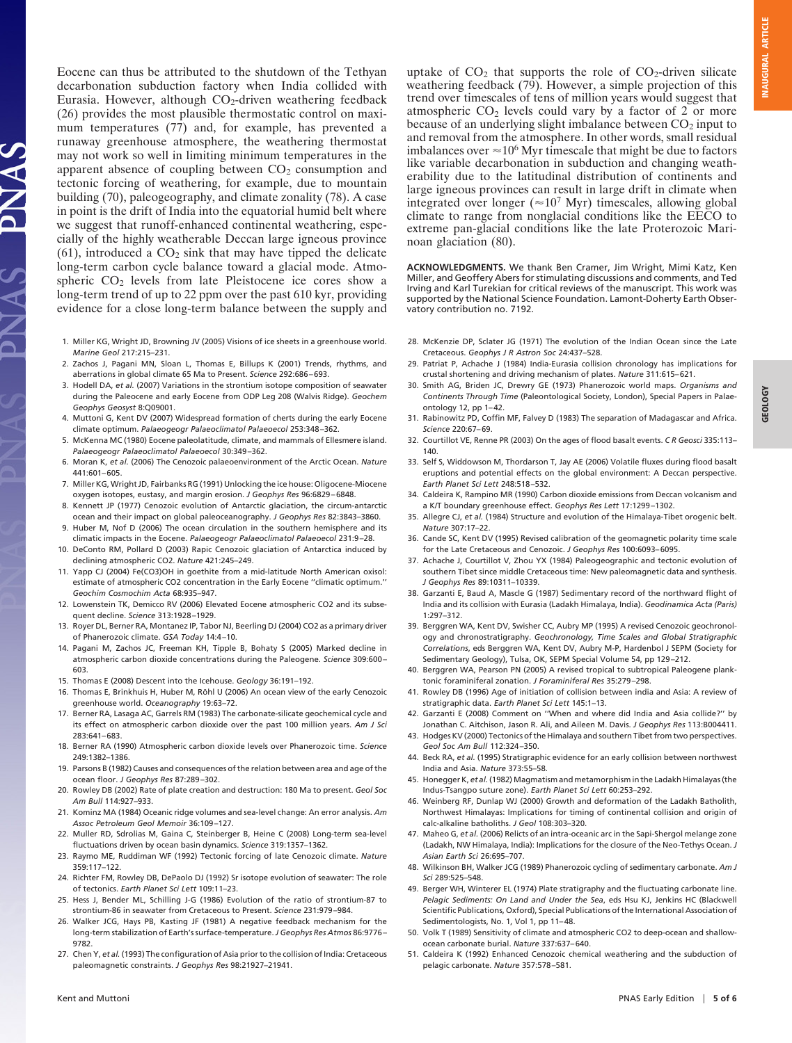Eocene can thus be attributed to the shutdown of the Tethyan decarbonation subduction factory when India collided with Eurasia. However, although $CO_2$-driven weathering feedback (26) provides the most plausible thermostatic control on maximum temperatures (77) and, for example, has prevented a runaway greenhouse atmosphere, the weathering thermostat may not work so well in limiting minimum temperatures in the apparent absence of coupling between $CO_2$ consumption and tectonic forcing of weathering, for example, due to mountain building (70), paleogeography, and climate zonality (78). A case in point is the drift of India into the equatorial humid belt where we suggest that runoff-enhanced continental weathering, especially of the highly weatherable Deccan large igneous province (61), introduced a $CO_2$ sink that may have tipped the delicate long-term carbon cycle balance toward a glacial mode. Atmospheric $CO_2$ levels from late Pleistocene ice cores show a long-term trend of up to 22 ppm over the past 610 kyr, providing evidence for a close long-term balance between the supply and uptake of $CO_2$ that supports the role of $CO_2$-driven silicate weathering feedback (79). However, a simple projection of this trend over timescales of tens of million years would suggest that atmospheric $CO_2$ levels could vary by a factor of 2 or more because of an underlying slight imbalance between $CO_2$ input to and removal from the atmosphere. In other words, small residual imbalances over $\approx 10^6$ Myr timescale that might be due to factors like variable decarbonation in subduction and changing weatherability due to the latitudinal distribution of continents and large igneous provinces can result in large drift in climate when integrated over longer ($\approx 10^7$ Myr) timescales, allowing global climate to range from nonglacial conditions like the EECO to extreme pan-glacial conditions like the late Proterozoic Marinoan glaciation (80).

**ACKNOWLEDGMENTS.** We thank Ben Cramer, Jim Wright, Mimi Katz, Ken Miller, and Geoffery Abers for stimulating discussions and comments, and Ted Irving and Karl Turekian for critical reviews of the manuscript. This work was supported by the National Science Foundation. Lamont-Doherty Earth Observatory contribution no. 7192.

1. Miller KG, Wright JD, Browning JV (2005) Visions of ice sheets in a greenhouse world. *Marine Geol* 217:215–231.
2. Zachos J, Pagani MN, Sloan L, Thomas E, Billups K (2001) Trends, rhythms, and aberrations in global climate 65 Ma to Present. *Science* 292:686–693.
3. Hodell DA, *et al.* (2007) Variations in the strontium isotope composition of seawater during the Paleocene and early Eocene from ODP Leg 208 (Walvis Ridge). *Geochem Geophys Geosyst* 8:Q09001.
4. Muttoni G, Kent DV (2007) Widespread formation of cherts during the early Eocene climate optimum. *Palaeogeogr Palaeoclimatol Palaeoecol* 253:348–362.
5. McKenna MC (1980) Eocene paleolatitude, climate, and mammals of Ellesmere island. *Palaeogeogr Palaeoclimatol Palaeoecol* 30:349–362.
6. Moran K, *et al.* (2006) The Cenozoic palaeoenvironment of the Arctic Ocean. *Nature* 441:601–605.
7. Miller KG, Wright JD, Fairbanks RG (1991) Unlocking the ice house: Oligocene-Miocene oxygen isotopes, eustasy, and margin erosion. *J Geophys Res* 96:6829–6848.
8. Kennett JP (1977) Cenozoic evolution of Antarctic glaciation, the circum-antarctic ocean and their impact on global paleoceanography. *J Geophys Res* 82:3843–3860.
9. Huber M, Nof D (2006) The ocean circulation in the southern hemisphere and its climatic impacts in the Eocene. *Palaeogeogr Palaeoclimatol Palaeoecol* 231:9–28.
10. DeConto RM, Pollard D (2003) Rapic Cenozoic glaciation of Antarctica induced by declining atmospheric CO2. *Nature* 421:245–249.
11. Yapp CJ (2004) Fe(CO3)OH in goethite from a mid-latitude North American oxisol: estimate of atmospheric CO2 concentration in the Early Eocene ''climatic optimum.'' *Geochim Cosmochim Acta* 68:935–947.
12. Lowenstein TK, Demicco RV (2006) Elevated Eocene atmospheric CO2 and its subsequent decline. *Science* 313:1928–1929.
13. Royer DL, Berner RA, Montanez IP, Tabor NJ, Beerling DJ (2004) CO2 as a primary driver of Phanerozoic climate. *GSA Today* 14:4–10.
14. Pagani M, Zachos JC, Freeman KH, Tipple B, Bohaty S (2005) Marked decline in atmospheric carbon dioxide concentrations during the Paleogene. *Science* 309:600–603.
15. Thomas E (2008) Descent into the Icehouse. *Geology* 36:191–192.
16. Thomas E, Brinkhuis H, Huber M, Röhl U (2006) An ocean view of the early Cenozoic greenhouse world. *Oceanography* 19:63–72.
17. Berner RA, Lasaga AC, Garrels RM (1983) The carbonate-silicate geochemical cycle and its effect on atmospheric carbon dioxide over the past 100 million years. *Am J Sci* 283:641–683.
18. Berner RA (1990) Atmospheric carbon dioxide levels over Phanerozoic time. *Science* 249:1382–1386.
19. Parsons B (1982) Causes and consequences of the relation between area and age of the ocean floor. *J Geophys Res* 87:289–302.
20. Rowley DB (2002) Rate of plate creation and destruction: 180 Ma to present. *Geol Soc Am Bull* 114:927–933.
21. Kominz MA (1984) Oceanic ridge volumes and sea-level change: An error analysis. *Am Assoc Petroleum Geol Memoir* 36:109–127.
22. Muller RD, Sdrolias M, Gaina C, Steinberger B, Heine C (2008) Long-term sea-level fluctuations driven by ocean basin dynamics. *Science* 319:1357–1362.
23. Raymo ME, Ruddiman WF (1992) Tectonic forcing of late Cenozoic climate. *Nature* 359:117–122.
24. Richter FM, Rowley DB, DePaolo DJ (1992) Sr isotope evolution of seawater: The role of tectonics. *Earth Planet Sci Lett* 109:11–23.
25. Hess J, Bender ML, Schilling J-G (1986) Evolution of the ratio of strontium-87 to strontium-86 in seawater from Cretaceous to Present. *Science* 231:979–984.
26. Walker JCG, Hays PB, Kasting JF (1981) A negative feedback mechanism for the long-term stabilization of Earth's surface-temperature. *J Geophys Res Atmos* 86:9776–9782.
27. Chen Y, *et al.* (1993) The configuration of Asia prior to the collision of India: Cretaceous paleomagnetic constraints. *J Geophys Res* 98:21927–21941.
28. McKenzie DP, Sclater JG (1971) The evolution of the Indian Ocean since the Late Cretaceous. *Geophys J R Astron Soc* 24:437–528.
29. Patriat P, Achache J (1984) India-Eurasia collision chronology has implications for crustal shortening and driving mechanism of plates. *Nature* 311:615–621.
30. Smith AG, Briden JC, Drewry GE (1973) Phanerozoic world maps. *Organisms and Continents Through Time* (Paleontological Society, London), Special Papers in Palaeontology 12, pp 1–42.
31. Rabinowitz PD, Coffin MF, Falvey D (1983) The separation of Madagascar and Africa. *Science* 220:67–69.
32. Courtillot VE, Renne PR (2003) On the ages of flood basalt events. *C R Geosci* 335:113–140.
33. Self S, Widdowson M, Thordarson T, Jay AE (2006) Volatile fluxes during flood basalt eruptions and potential effects on the global environment: A Deccan perspective. *Earth Planet Sci Lett* 248:518–532.
34. Caldeira K, Rampino MR (1990) Carbon dioxide emissions from Deccan volcanism and a K/T boundary greenhouse effect. *Geophys Res Lett* 17:1299–1302.
35. Allegre CJ, *et al.* (1984) Structure and evolution of the Himalaya-Tibet orogenic belt. *Nature* 307:17–22.
36. Cande SC, Kent DV (1995) Revised calibration of the geomagnetic polarity time scale for the Late Cretaceous and Cenozoic. *J Geophys Res* 100:6093–6095.
37. Achache J, Courtillot V, Zhou YX (1984) Paleogeographic and tectonic evolution of southern Tibet since middle Cretaceous time: New paleomagnetic data and synthesis. *J Geophys Res* 89:10311–10339.
38. Garzanti E, Baud A, Mascle G (1987) Sedimentary record of the northward flight of India and its collision with Eurasia (Ladakh Himalaya, India). *Geodinamica Acta (Paris)* 1:297–312.
39. Berggren WA, Kent DV, Swisher CC, Aubry MP (1995) A revised Cenozoic geochronology and chronostratigraphy. *Geochronology, Time Scales and Global Stratigraphic Correlations*, eds Berggren WA, Kent DV, Aubry M-P, Hardenbol J SEPM (Society for Sedimentary Geology), Tulsa, OK, SEPM Special Volume 54, pp 129–212.
40. Berggren WA, Pearson PN (2005) A revised tropical to subtropical Paleogene planktonic foraminiferal zonation. *J Foraminiferal Res* 35:279–298.
41. Rowley DB (1996) Age of initiation of collision between india and Asia: A review of stratigraphic data. *Earth Planet Sci Lett* 145:1–13.
42. Garzanti E (2008) Comment on ''When and where did India and Asia collide?'' by Jonathan C. Aitchison, Jason R. Ali, and Aileen M. Davis. *J Geophys Res* 113:B004411.
43. Hodges KV (2000) Tectonics of the Himalaya and southern Tibet from two perspectives. *Geol Soc Am Bull* 112:324–350.
44. Beck RA, *et al.* (1995) Stratigraphic evidence for an early collision between northwest India and Asia. *Nature* 373:55–58.
45. Honegger K, *et al.* (1982) Magmatism and metamorphism in the Ladakh Himalayas (the Indus-Tsangpo suture zone). *Earth Planet Sci Lett* 60:253–292.
46. Weinberg RF, Dunlap WJ (2000) Growth and deformation of the Ladakh Batholith, Northwest Himalayas: Implications for timing of continental collision and origin of calc-alkaline batholiths. *J Geol* 108:303–320.
47. Maheo G, *et al.* (2006) Relicts of an intra-oceanic arc in the Sapi-Shergol melange zone (Ladakh, NW Himalaya, India): Implications for the closure of the Neo-Tethys Ocean. *J Asian Earth Sci* 26:695–707.
48. Wilkinson BH, Walker JCG (1989) Phanerozoic cycling of sedimentary carbonate. *Am J Sci* 289:525–548.
49. Berger WH, Winterer EL (1974) Plate stratigraphy and the fluctuating carbonate line. *Pelagic Sediments: On Land and Under the Sea*, eds Hsu KJ, Jenkins HC (Blackwell Scientific Publications, Oxford), Special Publications of the International Association of Sedimentologists, No. 1, Vol 1, pp 11–48.
50. Volk T (1989) Sensitivity of climate and atmospheric CO2 to deep-ocean and shallow-ocean carbonate burial. *Nature* 337:637–640.
51. Caldeira K (1992) Enhanced Cenozoic chemical weathering and the subduction of pelagic carbonate. *Nature* 357:578–581.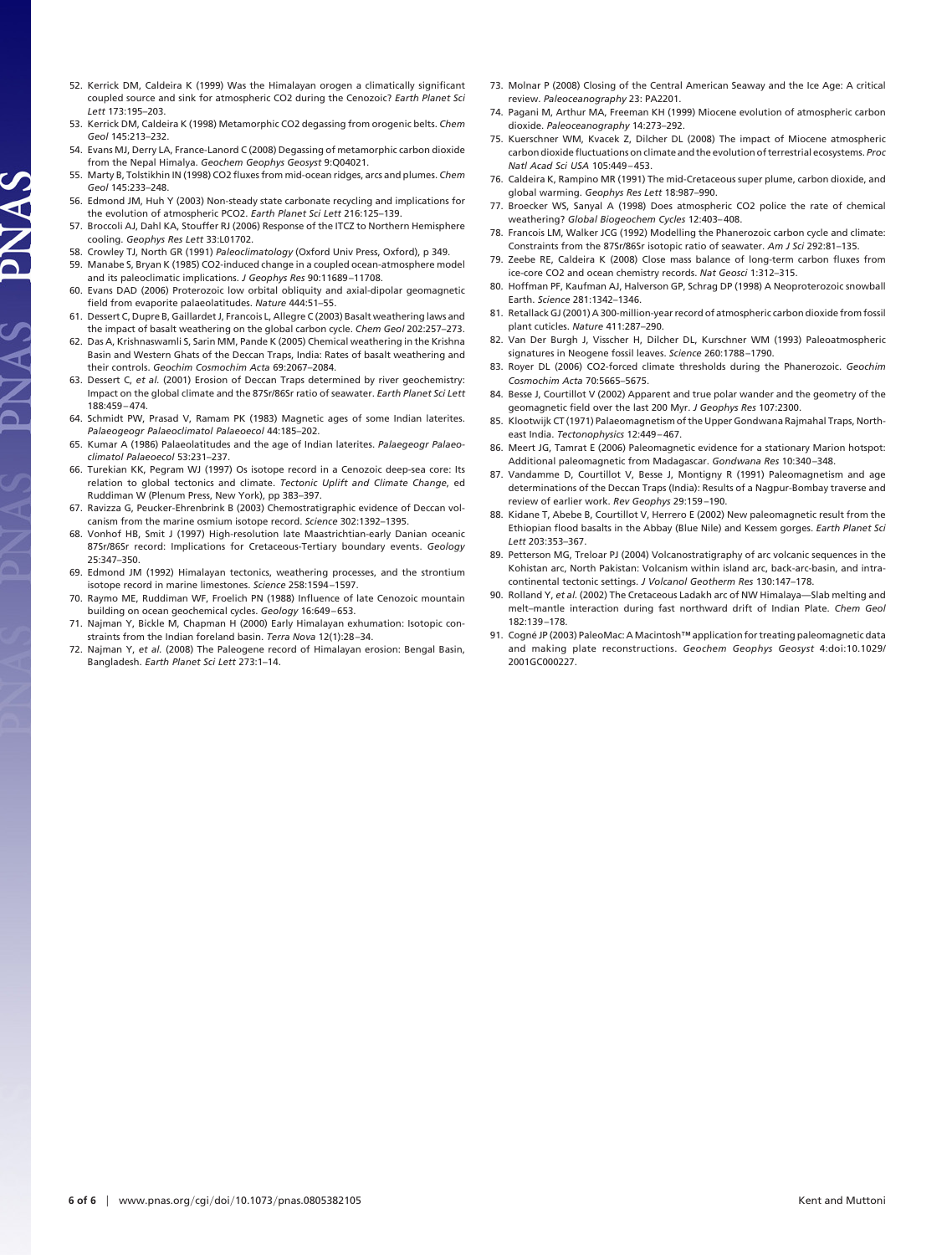52. Kerrick DM, Caldeira K (1999) Was the Himalayan orogen a climatically significant coupled source and sink for atmospheric CO2 during the Cenozoic? *Earth Planet Sci Lett* 173:195–203.
53. Kerrick DM, Caldeira K (1998) Metamorphic CO2 degassing from orogenic belts. *Chem Geol* 145:213–232.
54. Evans MJ, Derry LA, France-Lanord C (2008) Degassing of metamorphic carbon dioxide from the Nepal Himalya. *Geochem Geophys Geosyst* 9:Q04021.
55. Marty B, Tolstikhin IN (1998) CO2 fluxes from mid-ocean ridges, arcs and plumes. *Chem Geol* 145:233–248.
56. Edmond JM, Huh Y (2003) Non-steady state carbonate recycling and implications for the evolution of atmospheric PCO2. *Earth Planet Sci Lett* 216:125–139.
57. Broccoli AJ, Dahl KA, Stouffer RJ (2006) Response of the ITCZ to Northern Hemisphere cooling. *Geophys Res Lett* 33:L01702.
58. Crowley TJ, North GR (1991) *Paleoclimatology* (Oxford Univ Press, Oxford), p 349.
59. Manabe S, Bryan K (1985) CO2-induced change in a coupled ocean-atmosphere model and its paleoclimatic implications. *J Geophys Res* 90:11689–11708.
60. Evans DAD (2006) Proterozoic low orbital obliquity and axial-dipolar geomagnetic field from evaporite palaeolatitudes. *Nature* 444:51–55.
61. Dessert C, Dupre B, Gaillardet J, Francois L, Allegre C (2003) Basalt weathering laws and the impact of basalt weathering on the global carbon cycle. *Chem Geol* 202:257–273.
62. Das A, Krishnaswamli S, Sarin MM, Pande K (2005) Chemical weathering in the Krishna Basin and Western Ghats of the Deccan Traps, India: Rates of basalt weathering and their controls. *Geochim Cosmochim Acta* 69:2067–2084.
63. Dessert C, *et al.* (2001) Erosion of Deccan Traps determined by river geochemistry: Impact on the global climate and the 87Sr/86Sr ratio of seawater. *Earth Planet Sci Lett* 188:459–474.
64. Schmidt PW, Prasad V, Ramam PK (1983) Magnetic ages of some Indian laterites. *Palaeogeogr Palaeoclimatol Palaeoecol* 44:185–202.
65. Kumar A (1986) Palaeolatitudes and the age of Indian laterites. *Palaegeogr Palaeoclimatol Palaeoecol* 53:231–237.
66. Turekian KK, Pegram WJ (1997) Os isotope record in a Cenozoic deep-sea core: Its relation to global tectonics and climate. *Tectonic Uplift and Climate Change*, ed Ruddiman W (Plenum Press, New York), pp 383–397.
67. Ravizza G, Peucker-Ehrenbrink B (2003) Chemostratigraphic evidence of Deccan volcanism from the marine osmium isotope record. *Science* 302:1392–1395.
68. Vonhof HB, Smit J (1997) High-resolution late Maastrichtian-early Danian oceanic 87Sr/86Sr record: Implications for Cretaceous-Tertiary boundary events. *Geology* 25:347–350.
69. Edmond JM (1992) Himalayan tectonics, weathering processes, and the strontium isotope record in marine limestones. *Science* 258:1594–1597.
70. Raymo ME, Ruddiman WF, Froelich PN (1988) Influence of late Cenozoic mountain building on ocean geochemical cycles. *Geology* 16:649–653.
71. Najman Y, Bickle M, Chapman H (2000) Early Himalayan exhumation: Isotopic constraints from the Indian foreland basin. *Terra Nova* 12(1):28–34.
72. Najman Y, *et al.* (2008) The Paleogene record of Himalayan erosion: Bengal Basin, Bangladesh. *Earth Planet Sci Lett* 273:1–14.
73. Molnar P (2008) Closing of the Central American Seaway and the Ice Age: A critical review. *Paleoceanography* 23: PA2201.
74. Pagani M, Arthur MA, Freeman KH (1999) Miocene evolution of atmospheric carbon dioxide. *Paleoceanography* 14:273–292.
75. Kuerschner WM, Kvacek Z, Dilcher DL (2008) The impact of Miocene atmospheric carbon dioxide fluctuations on climate and the evolution of terrestrial ecosystems. *Proc Natl Acad Sci USA* 105:449–453.
76. Caldeira K, Rampino MR (1991) The mid-Cretaceous super plume, carbon dioxide, and global warming. *Geophys Res Lett* 18:987–990.
77. Broecker WS, Sanyal A (1998) Does atmospheric CO2 police the rate of chemical weathering? *Global Biogeochem Cycles* 12:403–408.
78. Francois LM, Walker JCG (1992) Modelling the Phanerozoic carbon cycle and climate: Constraints from the 87Sr/86Sr isotopic ratio of seawater. *Am J Sci* 292:81–135.
79. Zeebe RE, Caldeira K (2008) Close mass balance of long-term carbon fluxes from ice-core CO2 and ocean chemistry records. *Nat Geosci* 1:312–315.
80. Hoffman PF, Kaufman AJ, Halverson GP, Schrag DP (1998) A Neoproterozoic snowball Earth. *Science* 281:1342–1346.
81. Retallack GJ (2001) A 300-million-year record of atmospheric carbon dioxide from fossil plant cuticles. *Nature* 411:287–290.
82. Van Der Burgh J, Visscher H, Dilcher DL, Kurschner WM (1993) Paleoatmospheric signatures in Neogene fossil leaves. *Science* 260:1788–1790.
83. Royer DL (2006) CO2-forced climate thresholds during the Phanerozoic. *Geochim Cosmochim Acta* 70:5665–5675.
84. Besse J, Courtillot V (2002) Apparent and true polar wander and the geometry of the geomagnetic field over the last 200 Myr. *J Geophys Res* 107:2300.
85. Klootwijk CT (1971) Palaeomagnetism of the Upper Gondwana Rajmahal Traps, Northeast India. *Tectonophysics* 12:449–467.
86. Meert JG, Tamrat E (2006) Paleomagnetic evidence for a stationary Marion hotspot: Additional paleomagnetic from Madagascar. *Gondwana Res* 10:340–348.
87. Vandamme D, Courtillot V, Besse J, Montigny R (1991) Paleomagnetism and age determinations of the Deccan Traps (India): Results of a Nagpur-Bombay traverse and review of earlier work. *Rev Geophys* 29:159–190.
88. Kidane T, Abebe B, Courtillot V, Herrero E (2002) New paleomagnetic result from the Ethiopian flood basalts in the Abbay (Blue Nile) and Kessem gorges. *Earth Planet Sci Lett* 203:353–367.
89. Petterson MG, Treloar PJ (2004) Volcanostratigraphy of arc volcanic sequences in the Kohistan arc, North Pakistan: Volcanism within island arc, back-arc-basin, and intra-continental tectonic settings. *J Volcanol Geotherm Res* 130:147–178.
90. Rolland Y, *et al.* (2002) The Cretaceous Ladakh arc of NW Himalaya—Slab melting and melt–mantle interaction during fast northward drift of Indian Plate. *Chem Geol* 182:139–178.
91. Cogné JP (2003) PaleoMac: A Macintosh™ application for treating paleomagnetic data and making plate reconstructions. *Geochem Geophys Geosyst* 4:doi:10.1029/2001GC000227.